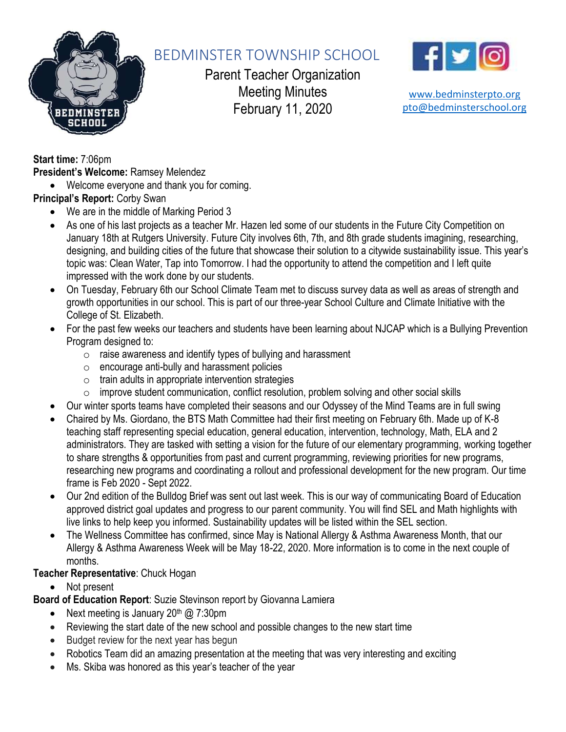# BEDMINSTER TOWNSHIP SCHOOL

Parent Teacher Organization
Meeting Minutes
February 11, 2020

www.bedminsterpto.org
pto@bedminsterschool.org

**Start time:** 7:06pm

**President's Welcome:** Ramsey Melendez

- Welcome everyone and thank you for coming.

**Principal's Report:** Corby Swan

- We are in the middle of Marking Period 3
- As one of his last projects as a teacher Mr. Hazen led some of our students in the Future City Competition on January 18th at Rutgers University. Future City involves 6th, 7th, and 8th grade students imagining, researching, designing, and building cities of the future that showcase their solution to a citywide sustainability issue. This year's topic was: Clean Water, Tap into Tomorrow. I had the opportunity to attend the competition and I left quite impressed with the work done by our students.
- On Tuesday, February 6th our School Climate Team met to discuss survey data as well as areas of strength and growth opportunities in our school. This is part of our three-year School Culture and Climate Initiative with the College of St. Elizabeth.
- For the past few weeks our teachers and students have been learning about NJCAP which is a Bullying Prevention Program designed to:
  - raise awareness and identify types of bullying and harassment
  - encourage anti-bully and harassment policies
  - train adults in appropriate intervention strategies
  - improve student communication, conflict resolution, problem solving and other social skills
- Our winter sports teams have completed their seasons and our Odyssey of the Mind Teams are in full swing
- Chaired by Ms. Giordano, the BTS Math Committee had their first meeting on February 6th. Made up of K-8 teaching staff representing special education, general education, intervention, technology, Math, ELA and 2 administrators. They are tasked with setting a vision for the future of our elementary programming, working together to share strengths & opportunities from past and current programming, reviewing priorities for new programs, researching new programs and coordinating a rollout and professional development for the new program. Our time frame is Feb 2020 - Sept 2022.
- Our 2nd edition of the Bulldog Brief was sent out last week. This is our way of communicating Board of Education approved district goal updates and progress to our parent community. You will find SEL and Math highlights with live links to help keep you informed. Sustainability updates will be listed within the SEL section.
- The Wellness Committee has confirmed, since May is National Allergy & Asthma Awareness Month, that our Allergy & Asthma Awareness Week will be May 18-22, 2020. More information is to come in the next couple of months.

**Teacher Representative**: Chuck Hogan

- Not present

**Board of Education Report**: Suzie Stevinson report by Giovanna Lamiera

- Next meeting is January 20th @ 7:30pm
- Reviewing the start date of the new school and possible changes to the new start time
- Budget review for the next year has begun
- Robotics Team did an amazing presentation at the meeting that was very interesting and exciting
- Ms. Skiba was honored as this year's teacher of the year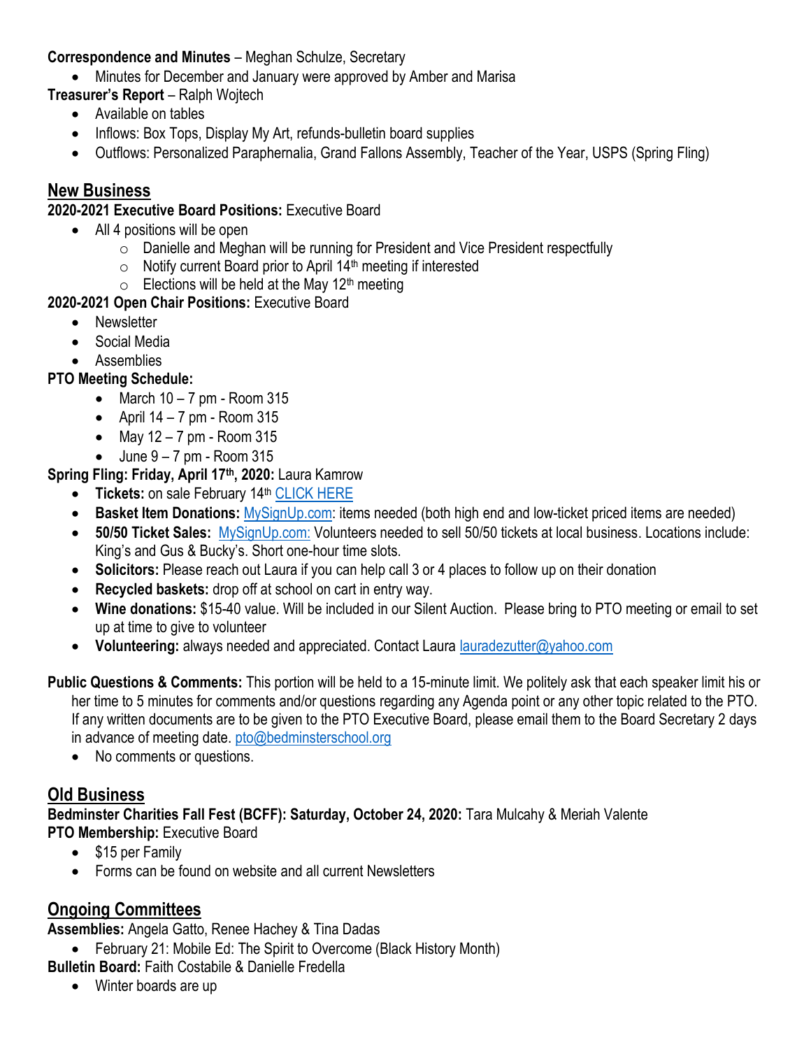**Correspondence and Minutes** – Meghan Schulze, Secretary

- Minutes for December and January were approved by Amber and Marisa

**Treasurer's Report** – Ralph Wojtech

- Available on tables
- Inflows: Box Tops, Display My Art, refunds-bulletin board supplies
- Outflows: Personalized Paraphernalia, Grand Fallons Assembly, Teacher of the Year, USPS (Spring Fling)

## New Business

**2020-2021 Executive Board Positions:** Executive Board

- All 4 positions will be open
    - Danielle and Meghan will be running for President and Vice President respectfully
    - Notify current Board prior to April 14th meeting if interested
    - Elections will be held at the May 12th meeting

**2020-2021 Open Chair Positions:** Executive Board

- Newsletter
- Social Media
- Assemblies

**PTO Meeting Schedule:**

- March 10 – 7 pm - Room 315
- April 14 – 7 pm - Room 315
- May 12 – 7 pm - Room 315
- June 9 – 7 pm - Room 315

**Spring Fling: Friday, April 17th, 2020:** Laura Kamrow

- **Tickets:** on sale February 14th CLICK HERE
- **Basket Item Donations:** MySignUp.com: items needed (both high end and low-ticket priced items are needed)
- **50/50 Ticket Sales:** MySignUp.com: Volunteers needed to sell 50/50 tickets at local business. Locations include: King's and Gus & Bucky's. Short one-hour time slots.
- **Solicitors:** Please reach out Laura if you can help call 3 or 4 places to follow up on their donation
- **Recycled baskets:** drop off at school on cart in entry way.
- **Wine donations:** $15-40 value. Will be included in our Silent Auction. Please bring to PTO meeting or email to set up at time to give to volunteer
- **Volunteering:** always needed and appreciated. Contact Laura lauradezutter@yahoo.com

**Public Questions & Comments:** This portion will be held to a 15-minute limit. We politely ask that each speaker limit his or her time to 5 minutes for comments and/or questions regarding any Agenda point or any other topic related to the PTO. If any written documents are to be given to the PTO Executive Board, please email them to the Board Secretary 2 days in advance of meeting date. pto@bedminsterschool.org

- No comments or questions.

## Old Business

**Bedminster Charities Fall Fest (BCFF): Saturday, October 24, 2020:** Tara Mulcahy & Meriah Valente

**PTO Membership:** Executive Board

- $15 per Family
- Forms can be found on website and all current Newsletters

## Ongoing Committees

**Assemblies:** Angela Gatto, Renee Hachey & Tina Dadas

- February 21: Mobile Ed: The Spirit to Overcome (Black History Month)

**Bulletin Board:** Faith Costabile & Danielle Fredella

- Winter boards are up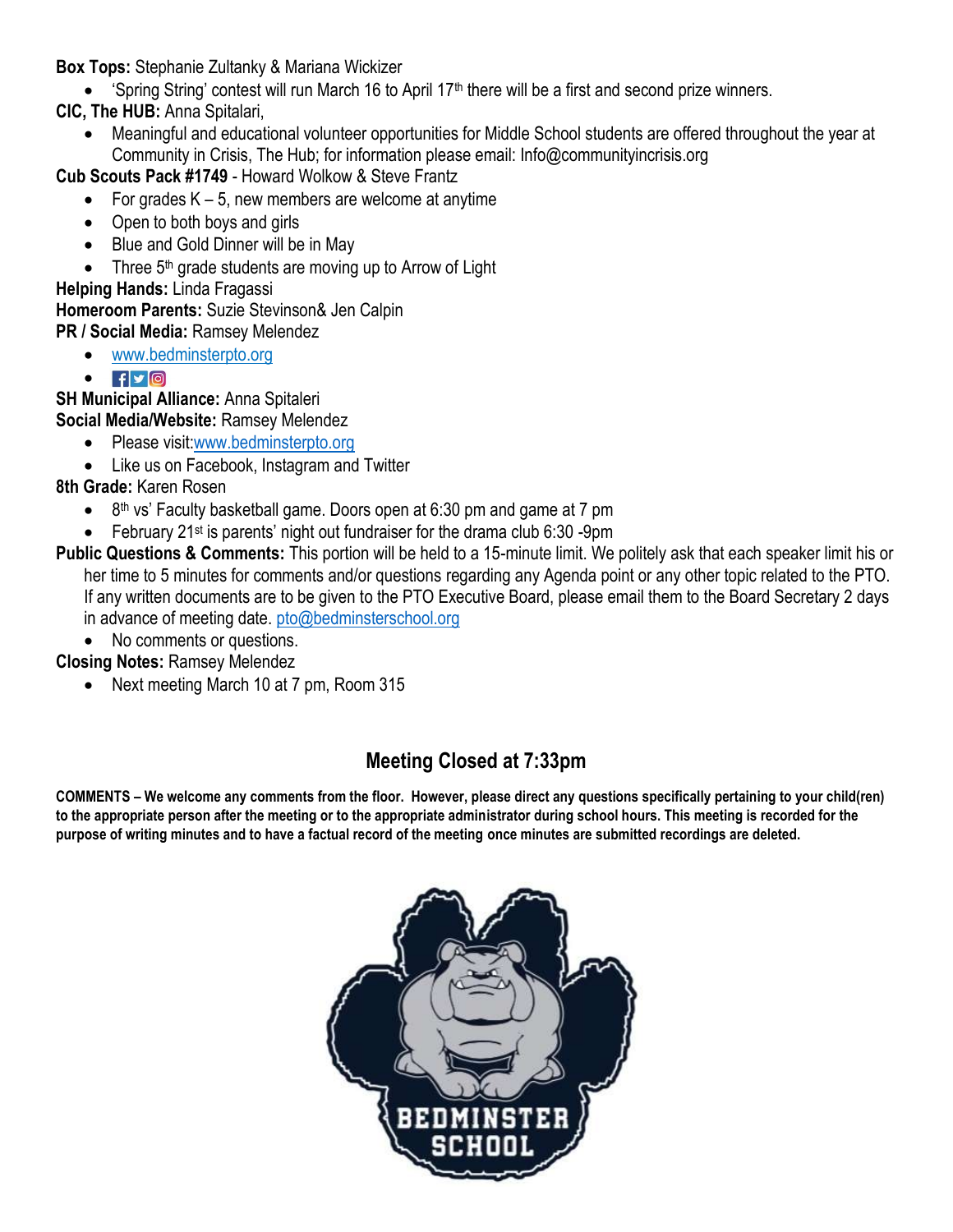**Box Tops:** Stephanie Zultanky & Mariana Wickizer

- 'Spring String' contest will run March 16 to April 17th there will be a first and second prize winners.

**CIC, The HUB:** Anna Spitalari,

- Meaningful and educational volunteer opportunities for Middle School students are offered throughout the year at Community in Crisis, The Hub; for information please email: Info@communityincrisis.org

**Cub Scouts Pack #1749** - Howard Wolkow & Steve Frantz

- For grades K – 5, new members are welcome at anytime
- Open to both boys and girls
- Blue and Gold Dinner will be in May
- Three 5th grade students are moving up to Arrow of Light

**Helping Hands:** Linda Fragassi

**Homeroom Parents:** Suzie Stevinson& Jen Calpin

**PR / Social Media:** Ramsey Melendez

- www.bedminsterpto.org
- 

**SH Municipal Alliance:** Anna Spitaleri

**Social Media/Website:** Ramsey Melendez

- Please visit:www.bedminsterpto.org
- Like us on Facebook, Instagram and Twitter

**8th Grade:** Karen Rosen

- 8th vs' Faculty basketball game. Doors open at 6:30 pm and game at 7 pm
- February 21st is parents' night out fundraiser for the drama club 6:30 -9pm

**Public Questions & Comments:** This portion will be held to a 15-minute limit. We politely ask that each speaker limit his or her time to 5 minutes for comments and/or questions regarding any Agenda point or any other topic related to the PTO. If any written documents are to be given to the PTO Executive Board, please email them to the Board Secretary 2 days in advance of meeting date. pto@bedminsterschool.org

- No comments or questions.

**Closing Notes:** Ramsey Melendez

- Next meeting March 10 at 7 pm, Room 315

## Meeting Closed at 7:33pm

**COMMENTS – We welcome any comments from the floor. However, please direct any questions specifically pertaining to your child(ren) to the appropriate person after the meeting or to the appropriate administrator during school hours. This meeting is recorded for the purpose of writing minutes and to have a factual record of the meeting once minutes are submitted recordings are deleted.**

BEDMINSTER SCHOOL